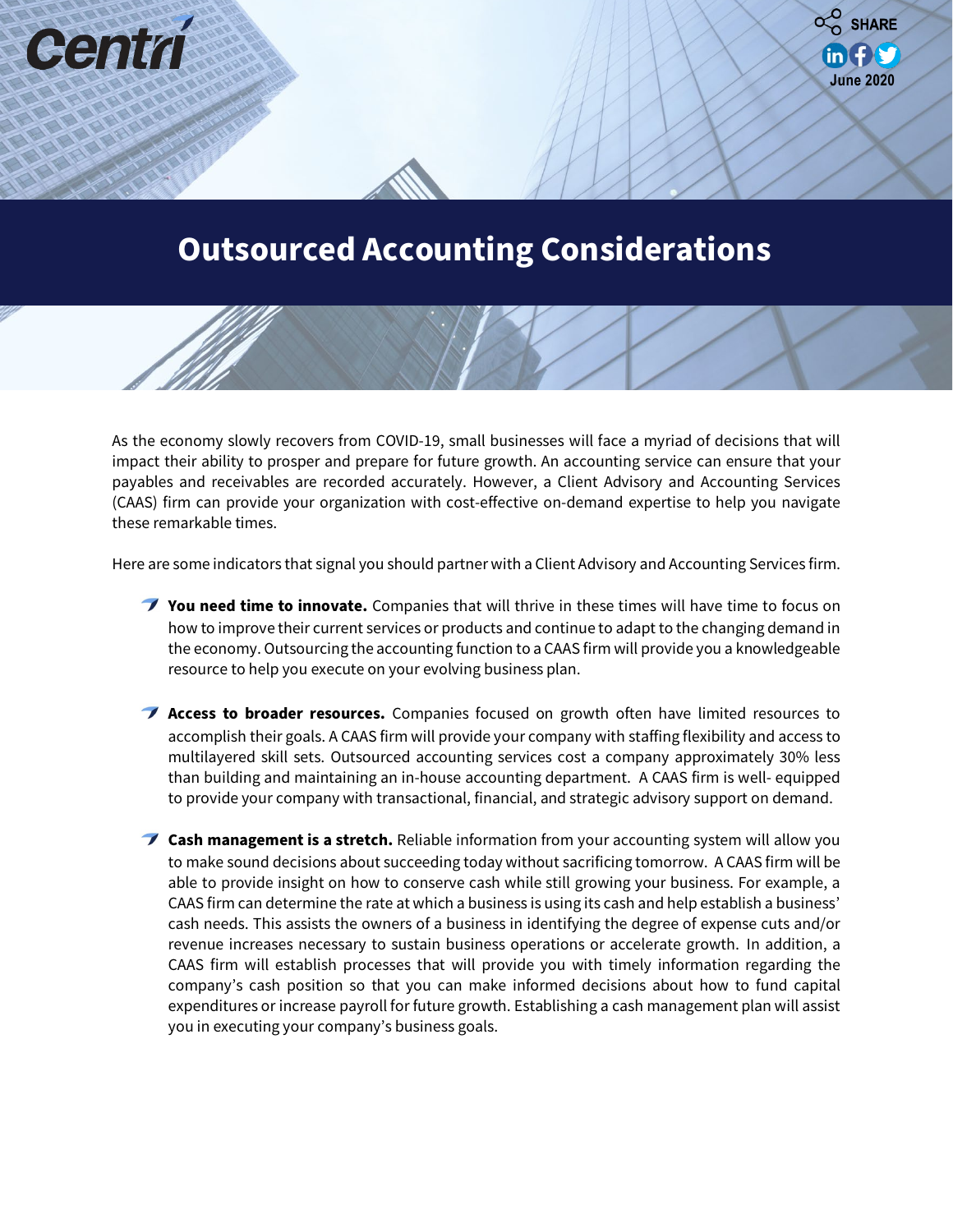Centri

June 2020

# Outsourced Accounting Considerations

As the economy slowly recovers from COVID-19, small businesses will face a myriad of decisions that will impact their ability to prosper and prepare for future growth. An accounting service can ensure that your payables and receivables are recorded accurately. However, a Client Advisory and Accounting Services (CAAS) firm can provide your organization with cost-effective on-demand expertise to help you navigate these remarkable times.

Here are some indicators that signal you should partner with a Client Advisory and Accounting Services firm.

- **You need time to innovate.** Companies that will thrive in these times will have time to focus on how to improve their current services or products and continue to adapt to the changing demand in the economy. Outsourcing the accounting function to a CAAS firm will provide you a knowledgeable resource to help you execute on your evolving business plan.

- **Access to broader resources.** Companies focused on growth often have limited resources to accomplish their goals. A CAAS firm will provide your company with staffing flexibility and access to multilayered skill sets. Outsourced accounting services cost a company approximately 30% less than building and maintaining an in-house accounting department. A CAAS firm is well- equipped to provide your company with transactional, financial, and strategic advisory support on demand.

- **Cash management is a stretch.** Reliable information from your accounting system will allow you to make sound decisions about succeeding today without sacrificing tomorrow. A CAAS firm will be able to provide insight on how to conserve cash while still growing your business. For example, a CAAS firm can determine the rate at which a business is using its cash and help establish a business' cash needs. This assists the owners of a business in identifying the degree of expense cuts and/or revenue increases necessary to sustain business operations or accelerate growth. In addition, a CAAS firm will establish processes that will provide you with timely information regarding the company's cash position so that you can make informed decisions about how to fund capital expenditures or increase payroll for future growth. Establishing a cash management plan will assist you in executing your company's business goals.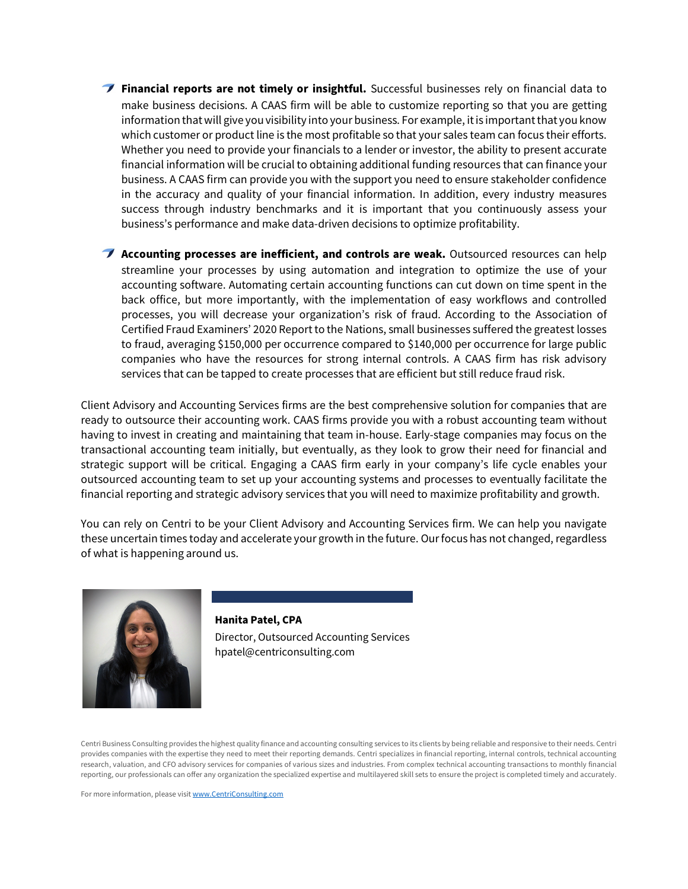- **Financial reports are not timely or insightful.** Successful businesses rely on financial data to make business decisions. A CAAS firm will be able to customize reporting so that you are getting information that will give you visibility into your business. For example, it is important that you know which customer or product line is the most profitable so that your sales team can focus their efforts. Whether you need to provide your financials to a lender or investor, the ability to present accurate financial information will be crucial to obtaining additional funding resources that can finance your business. A CAAS firm can provide you with the support you need to ensure stakeholder confidence in the accuracy and quality of your financial information. In addition, every industry measures success through industry benchmarks and it is important that you continuously assess your business's performance and make data-driven decisions to optimize profitability.

- **Accounting processes are inefficient, and controls are weak.** Outsourced resources can help streamline your processes by using automation and integration to optimize the use of your accounting software. Automating certain accounting functions can cut down on time spent in the back office, but more importantly, with the implementation of easy workflows and controlled processes, you will decrease your organization's risk of fraud. According to the Association of Certified Fraud Examiners' 2020 Report to the Nations, small businesses suffered the greatest losses to fraud, averaging $150,000 per occurrence compared to $140,000 per occurrence for large public companies who have the resources for strong internal controls. A CAAS firm has risk advisory services that can be tapped to create processes that are efficient but still reduce fraud risk.

Client Advisory and Accounting Services firms are the best comprehensive solution for companies that are ready to outsource their accounting work. CAAS firms provide you with a robust accounting team without having to invest in creating and maintaining that team in-house. Early-stage companies may focus on the transactional accounting team initially, but eventually, as they look to grow their need for financial and strategic support will be critical. Engaging a CAAS firm early in your company's life cycle enables your outsourced accounting team to set up your accounting systems and processes to eventually facilitate the financial reporting and strategic advisory services that you will need to maximize profitability and growth.

You can rely on Centri to be your Client Advisory and Accounting Services firm. We can help you navigate these uncertain times today and accelerate your growth in the future. Our focus has not changed, regardless of what is happening around us.

**Hanita Patel, CPA**
Director, Outsourced Accounting Services
hpatel@centriconsulting.com

Centri Business Consulting provides the highest quality finance and accounting consulting services to its clients by being reliable and responsive to their needs. Centri provides companies with the expertise they need to meet their reporting demands. Centri specializes in financial reporting, internal controls, technical accounting research, valuation, and CFO advisory services for companies of various sizes and industries. From complex technical accounting transactions to monthly financial reporting, our professionals can offer any organization the specialized expertise and multilayered skill sets to ensure the project is completed timely and accurately.

For more information, please visit www.CentriConsulting.com